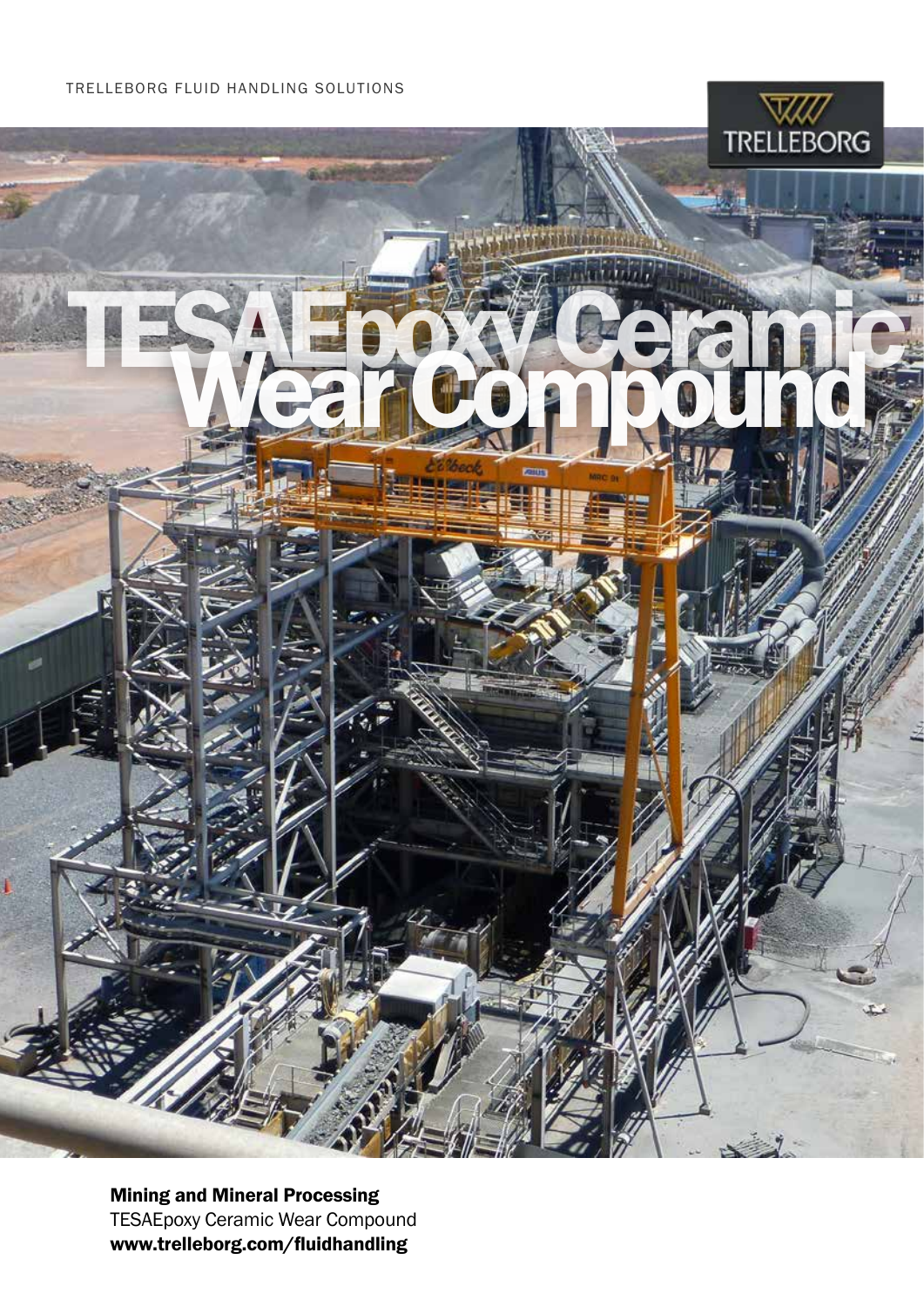TRELLEBORG FLUID HANDLING SOLUTIONS

TRELLEBORG

# TESAEpoxy Ceramic Wear Compound

**Mining and Mineral Processing**
TESAEpoxy Ceramic Wear Compound
**www.trelleborg.com/fluidhandling**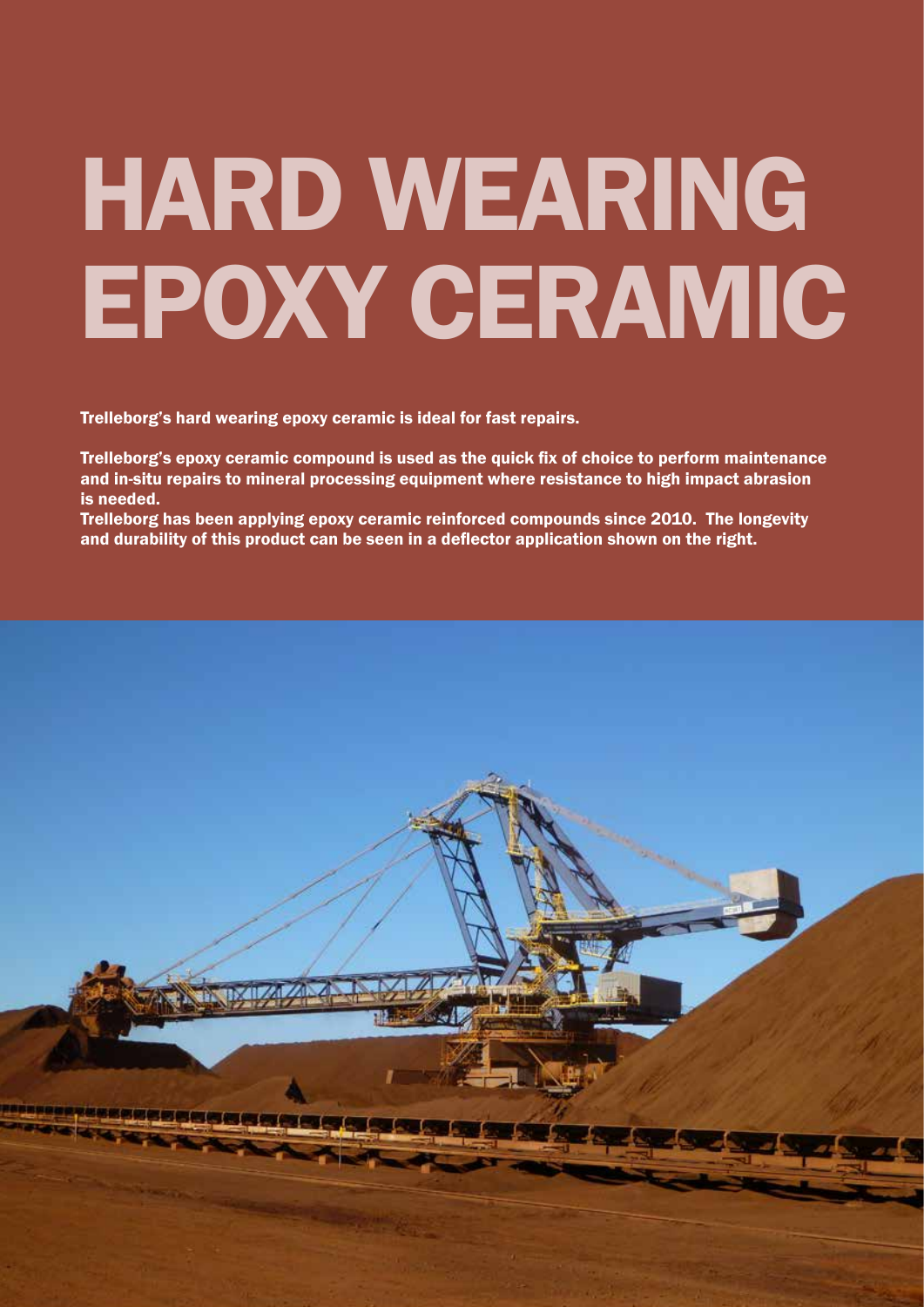# HARD WEARING EPOXY CERAMIC

**Trelleborg's hard wearing epoxy ceramic is ideal for fast repairs.**

**Trelleborg's epoxy ceramic compound is used as the quick fix of choice to perform maintenance and in-situ repairs to mineral processing equipment where resistance to high impact abrasion is needed.**

**Trelleborg has been applying epoxy ceramic reinforced compounds since 2010. The longevity and durability of this product can be seen in a deflector application shown on the right.**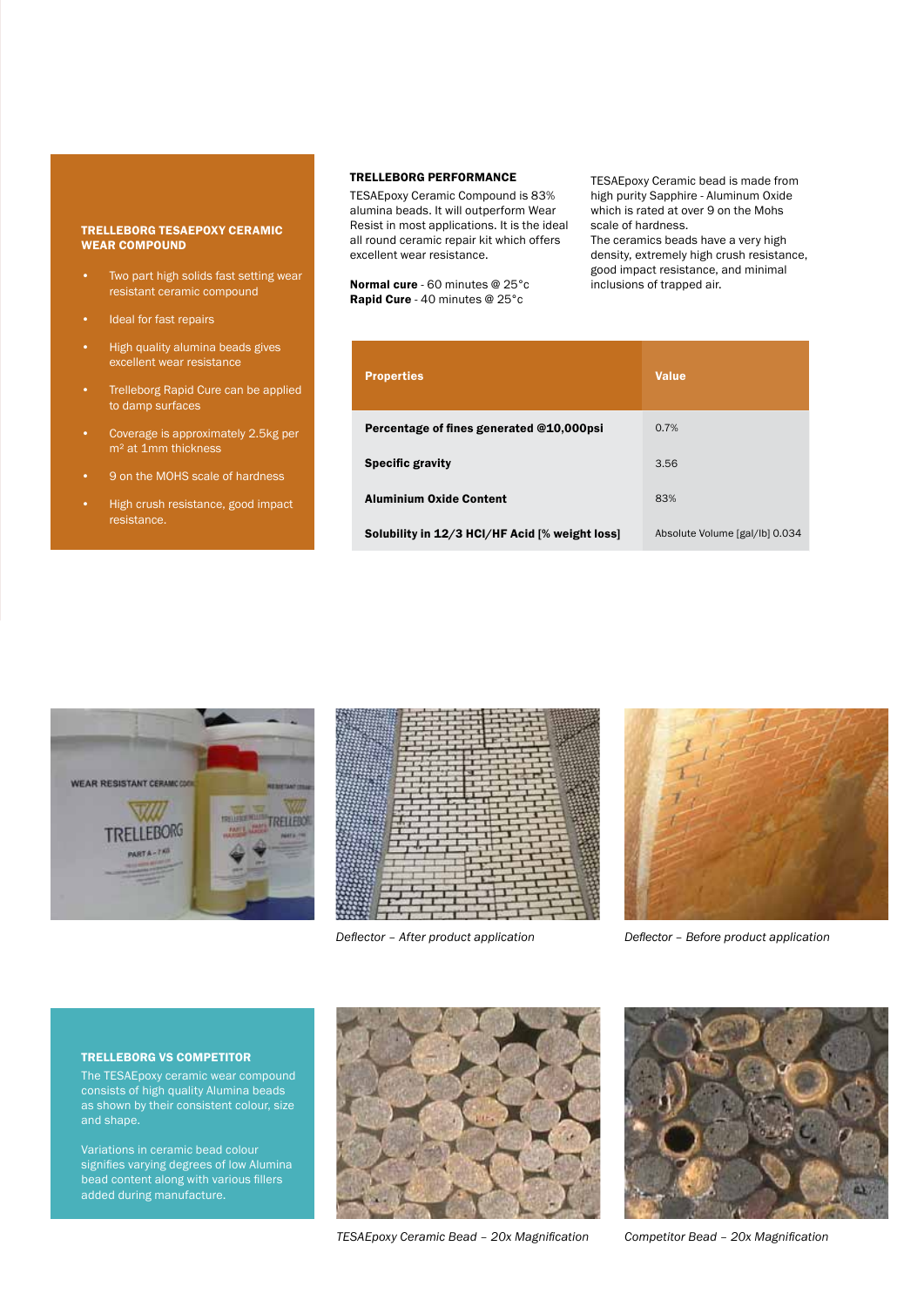## TRELLEBORG TESAEPOXY CERAMIC WEAR COMPOUND

- Two part high solids fast setting wear resistant ceramic compound
- Ideal for fast repairs
- High quality alumina beads gives excellent wear resistance
- Trelleborg Rapid Cure can be applied to damp surfaces
- Coverage is approximately 2.5kg per m² at 1mm thickness
- 9 on the MOHS scale of hardness
- High crush resistance, good impact resistance.

## TRELLEBORG PERFORMANCE

TESAEpoxy Ceramic Compound is 83% alumina beads. It will outperform Wear Resist in most applications. It is the ideal all round ceramic repair kit which offers excellent wear resistance.

**Normal cure** - 60 minutes @ 25°c
**Rapid Cure** - 40 minutes @ 25°c

TESAEpoxy Ceramic bead is made from high purity Sapphire - Aluminum Oxide which is rated at over 9 on the Mohs scale of hardness.
The ceramics beads have a very high density, extremely high crush resistance, good impact resistance, and minimal inclusions of trapped air.

| Properties | Value |
|---|---|
| **Percentage of fines generated @10,000psi** | 0.7% |
| **Specific gravity** | 3.56 |
| **Aluminium Oxide Content** | 83% |
| **Solubility in 12/3 HCl/HF Acid [% weight loss]** | Absolute Volume [gal/lb] 0.034 |

*Deflector – After product application*

*Deflector – Before product application*

## TRELLEBORG VS COMPETITOR

The TESAEpoxy ceramic wear compound consists of high quality Alumina beads as shown by their consistent colour, size and shape.

Variations in ceramic bead colour signifies varying degrees of low Alumina bead content along with various fillers added during manufacture.

*TESAEpoxy Ceramic Bead – 20x Magnification*

*Competitor Bead – 20x Magnification*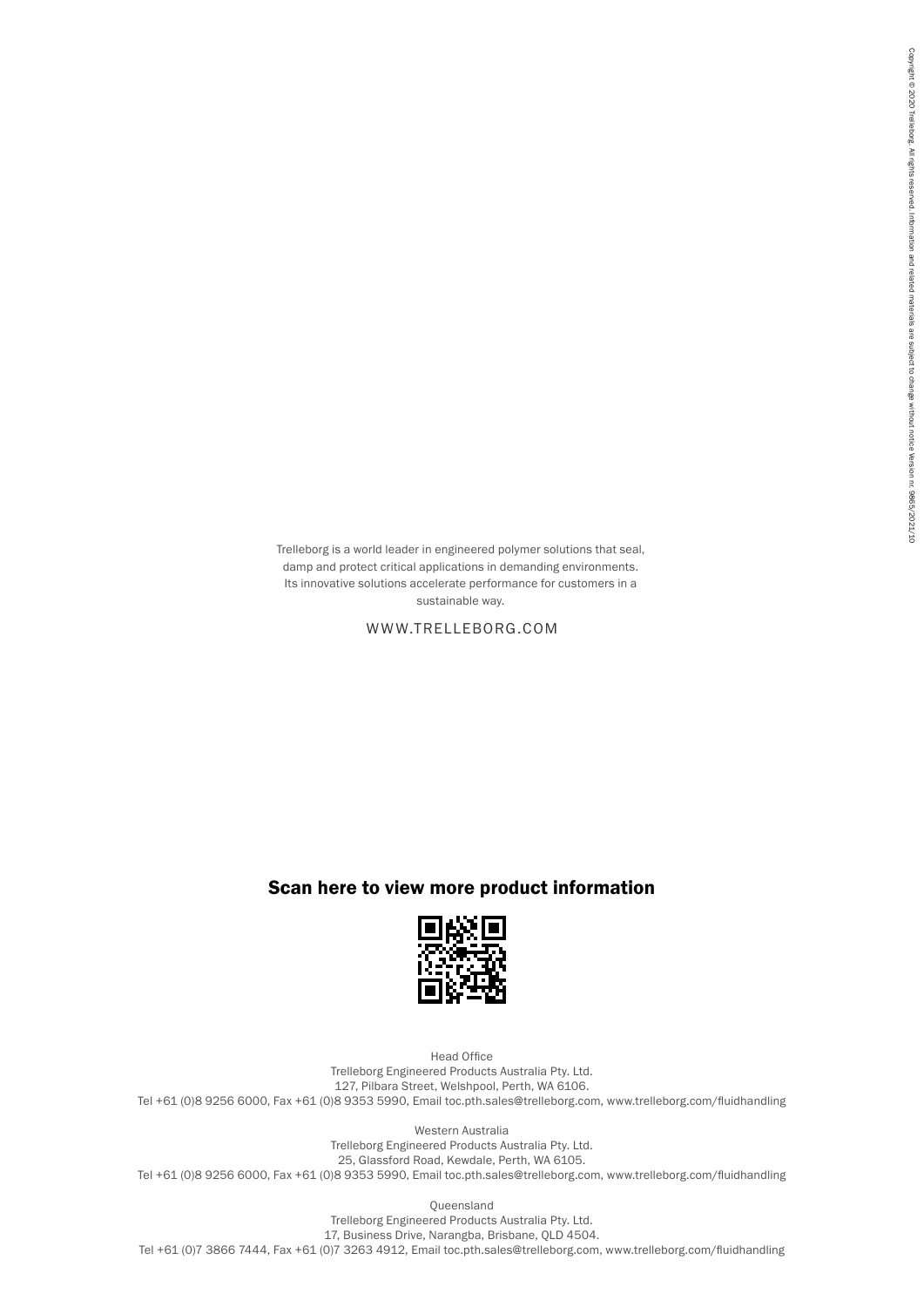Trelleborg is a world leader in engineered polymer solutions that seal, damp and protect critical applications in demanding environments. Its innovative solutions accelerate performance for customers in a sustainable way.

WWW.TRELLEBORG.COM

## Scan here to view more product information

Head Office
Trelleborg Engineered Products Australia Pty. Ltd.
127, Pilbara Street, Welshpool, Perth, WA 6106.
Tel +61 (0)8 9256 6000, Fax +61 (0)8 9353 5990, Email toc.pth.sales@trelleborg.com, www.trelleborg.com/fluidhandling

Western Australia
Trelleborg Engineered Products Australia Pty. Ltd.
25, Glassford Road, Kewdale, Perth, WA 6105.
Tel +61 (0)8 9256 6000, Fax +61 (0)8 9353 5990, Email toc.pth.sales@trelleborg.com, www.trelleborg.com/fluidhandling

Queensland
Trelleborg Engineered Products Australia Pty. Ltd.
17, Business Drive, Narangba, Brisbane, QLD 4504.
Tel +61 (0)7 3866 7444, Fax +61 (0)7 3263 4912, Email toc.pth.sales@trelleborg.com, www.trelleborg.com/fluidhandling

Copyright © 2020 Trelleborg. All rights reserved. Information and related materials are subject to change without notice Version nr. 9665/2021/10